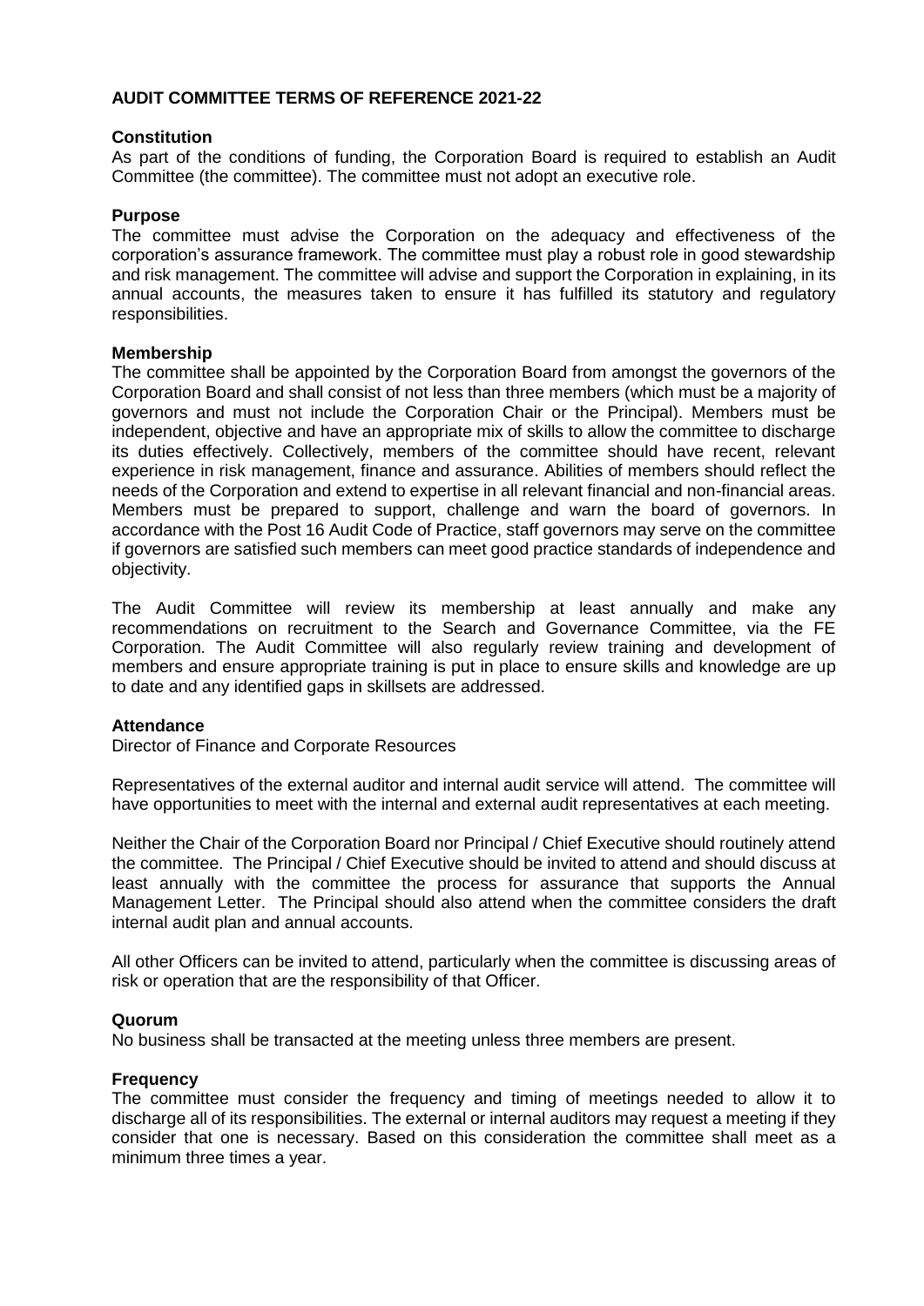# AUDIT COMMITTEE TERMS OF REFERENCE 2021-22

## Constitution

As part of the conditions of funding, the Corporation Board is required to establish an Audit Committee (the committee). The committee must not adopt an executive role.

## Purpose

The committee must advise the Corporation on the adequacy and effectiveness of the corporation's assurance framework. The committee must play a robust role in good stewardship and risk management. The committee will advise and support the Corporation in explaining, in its annual accounts, the measures taken to ensure it has fulfilled its statutory and regulatory responsibilities.

## Membership

The committee shall be appointed by the Corporation Board from amongst the governors of the Corporation Board and shall consist of not less than three members (which must be a majority of governors and must not include the Corporation Chair or the Principal). Members must be independent, objective and have an appropriate mix of skills to allow the committee to discharge its duties effectively. Collectively, members of the committee should have recent, relevant experience in risk management, finance and assurance. Abilities of members should reflect the needs of the Corporation and extend to expertise in all relevant financial and non-financial areas. Members must be prepared to support, challenge and warn the board of governors. In accordance with the Post 16 Audit Code of Practice, staff governors may serve on the committee if governors are satisfied such members can meet good practice standards of independence and objectivity.

The Audit Committee will review its membership at least annually and make any recommendations on recruitment to the Search and Governance Committee, via the FE Corporation. The Audit Committee will also regularly review training and development of members and ensure appropriate training is put in place to ensure skills and knowledge are up to date and any identified gaps in skillsets are addressed.

## Attendance

Director of Finance and Corporate Resources

Representatives of the external auditor and internal audit service will attend. The committee will have opportunities to meet with the internal and external audit representatives at each meeting.

Neither the Chair of the Corporation Board nor Principal / Chief Executive should routinely attend the committee. The Principal / Chief Executive should be invited to attend and should discuss at least annually with the committee the process for assurance that supports the Annual Management Letter. The Principal should also attend when the committee considers the draft internal audit plan and annual accounts.

All other Officers can be invited to attend, particularly when the committee is discussing areas of risk or operation that are the responsibility of that Officer.

## Quorum

No business shall be transacted at the meeting unless three members are present.

## Frequency

The committee must consider the frequency and timing of meetings needed to allow it to discharge all of its responsibilities. The external or internal auditors may request a meeting if they consider that one is necessary. Based on this consideration the committee shall meet as a minimum three times a year.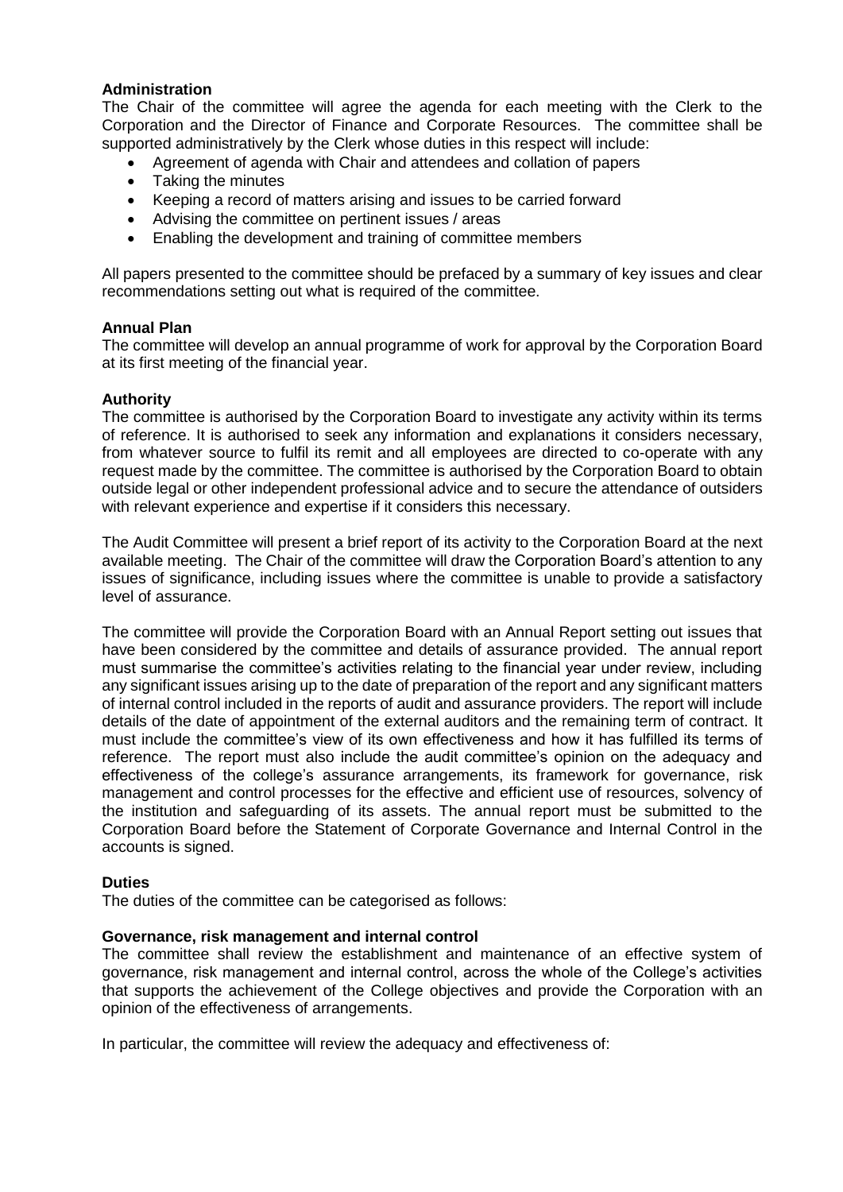**Administration**

The Chair of the committee will agree the agenda for each meeting with the Clerk to the Corporation and the Director of Finance and Corporate Resources. The committee shall be supported administratively by the Clerk whose duties in this respect will include:

- Agreement of agenda with Chair and attendees and collation of papers
- Taking the minutes
- Keeping a record of matters arising and issues to be carried forward
- Advising the committee on pertinent issues / areas
- Enabling the development and training of committee members

All papers presented to the committee should be prefaced by a summary of key issues and clear recommendations setting out what is required of the committee.

**Annual Plan**

The committee will develop an annual programme of work for approval by the Corporation Board at its first meeting of the financial year.

**Authority**

The committee is authorised by the Corporation Board to investigate any activity within its terms of reference. It is authorised to seek any information and explanations it considers necessary, from whatever source to fulfil its remit and all employees are directed to co-operate with any request made by the committee. The committee is authorised by the Corporation Board to obtain outside legal or other independent professional advice and to secure the attendance of outsiders with relevant experience and expertise if it considers this necessary.

The Audit Committee will present a brief report of its activity to the Corporation Board at the next available meeting. The Chair of the committee will draw the Corporation Board's attention to any issues of significance, including issues where the committee is unable to provide a satisfactory level of assurance.

The committee will provide the Corporation Board with an Annual Report setting out issues that have been considered by the committee and details of assurance provided. The annual report must summarise the committee's activities relating to the financial year under review, including any significant issues arising up to the date of preparation of the report and any significant matters of internal control included in the reports of audit and assurance providers. The report will include details of the date of appointment of the external auditors and the remaining term of contract. It must include the committee's view of its own effectiveness and how it has fulfilled its terms of reference. The report must also include the audit committee's opinion on the adequacy and effectiveness of the college's assurance arrangements, its framework for governance, risk management and control processes for the effective and efficient use of resources, solvency of the institution and safeguarding of its assets. The annual report must be submitted to the Corporation Board before the Statement of Corporate Governance and Internal Control in the accounts is signed.

**Duties**

The duties of the committee can be categorised as follows:

**Governance, risk management and internal control**

The committee shall review the establishment and maintenance of an effective system of governance, risk management and internal control, across the whole of the College's activities that supports the achievement of the College objectives and provide the Corporation with an opinion of the effectiveness of arrangements.

In particular, the committee will review the adequacy and effectiveness of: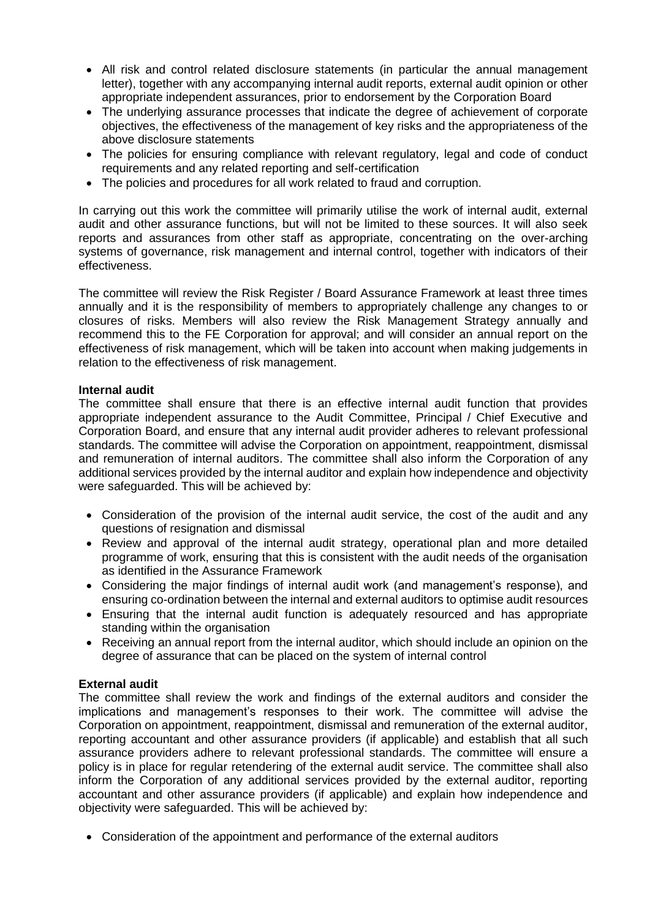- All risk and control related disclosure statements (in particular the annual management letter), together with any accompanying internal audit reports, external audit opinion or other appropriate independent assurances, prior to endorsement by the Corporation Board
- The underlying assurance processes that indicate the degree of achievement of corporate objectives, the effectiveness of the management of key risks and the appropriateness of the above disclosure statements
- The policies for ensuring compliance with relevant regulatory, legal and code of conduct requirements and any related reporting and self-certification
- The policies and procedures for all work related to fraud and corruption.

In carrying out this work the committee will primarily utilise the work of internal audit, external audit and other assurance functions, but will not be limited to these sources. It will also seek reports and assurances from other staff as appropriate, concentrating on the over-arching systems of governance, risk management and internal control, together with indicators of their effectiveness.

The committee will review the Risk Register / Board Assurance Framework at least three times annually and it is the responsibility of members to appropriately challenge any changes to or closures of risks. Members will also review the Risk Management Strategy annually and recommend this to the FE Corporation for approval; and will consider an annual report on the effectiveness of risk management, which will be taken into account when making judgements in relation to the effectiveness of risk management.

**Internal audit**

The committee shall ensure that there is an effective internal audit function that provides appropriate independent assurance to the Audit Committee, Principal / Chief Executive and Corporation Board, and ensure that any internal audit provider adheres to relevant professional standards. The committee will advise the Corporation on appointment, reappointment, dismissal and remuneration of internal auditors. The committee shall also inform the Corporation of any additional services provided by the internal auditor and explain how independence and objectivity were safeguarded. This will be achieved by:

- Consideration of the provision of the internal audit service, the cost of the audit and any questions of resignation and dismissal
- Review and approval of the internal audit strategy, operational plan and more detailed programme of work, ensuring that this is consistent with the audit needs of the organisation as identified in the Assurance Framework
- Considering the major findings of internal audit work (and management's response), and ensuring co-ordination between the internal and external auditors to optimise audit resources
- Ensuring that the internal audit function is adequately resourced and has appropriate standing within the organisation
- Receiving an annual report from the internal auditor, which should include an opinion on the degree of assurance that can be placed on the system of internal control

**External audit**

The committee shall review the work and findings of the external auditors and consider the implications and management's responses to their work. The committee will advise the Corporation on appointment, reappointment, dismissal and remuneration of the external auditor, reporting accountant and other assurance providers (if applicable) and establish that all such assurance providers adhere to relevant professional standards. The committee will ensure a policy is in place for regular retendering of the external audit service. The committee shall also inform the Corporation of any additional services provided by the external auditor, reporting accountant and other assurance providers (if applicable) and explain how independence and objectivity were safeguarded. This will be achieved by:

- Consideration of the appointment and performance of the external auditors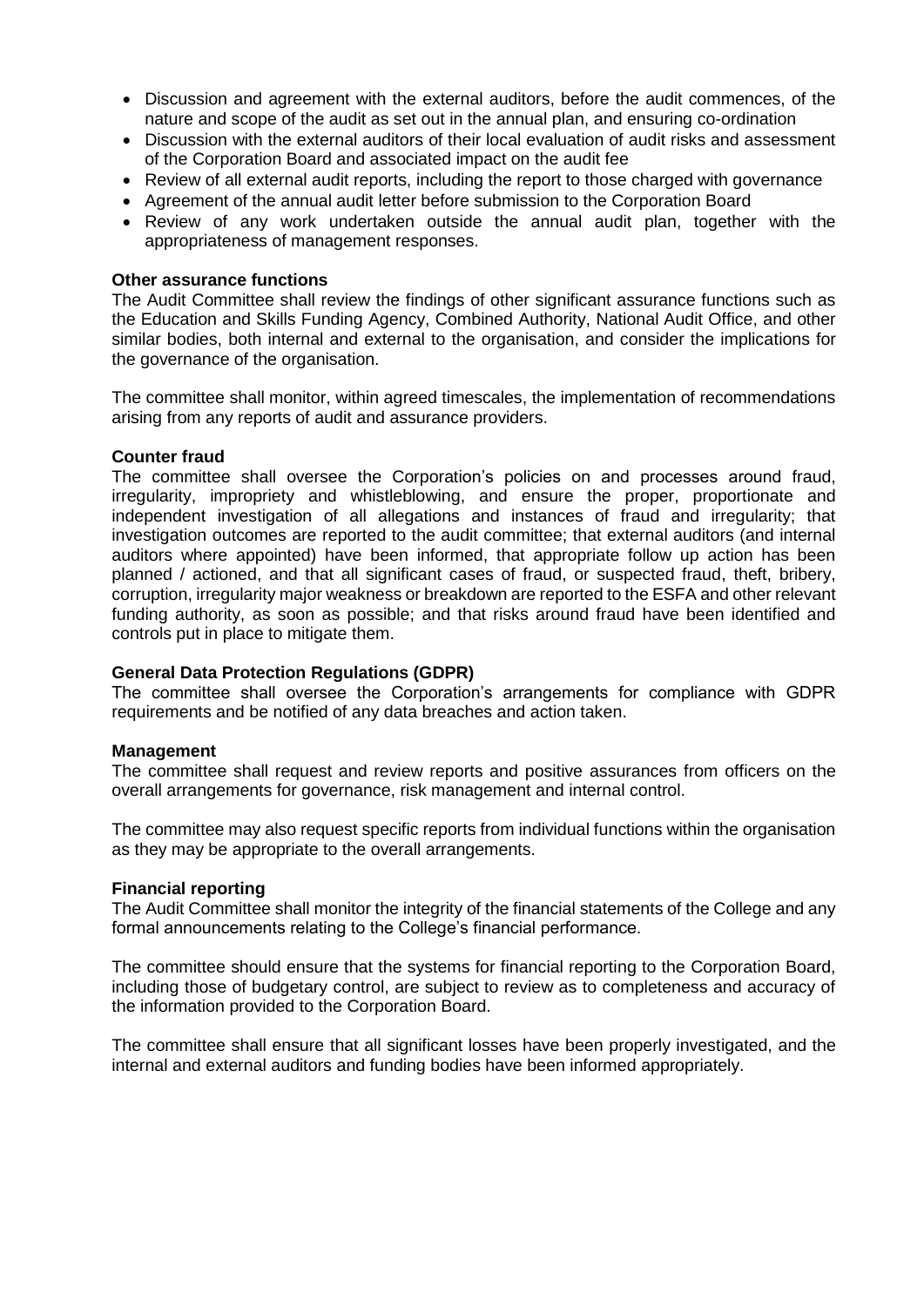- Discussion and agreement with the external auditors, before the audit commences, of the nature and scope of the audit as set out in the annual plan, and ensuring co-ordination
- Discussion with the external auditors of their local evaluation of audit risks and assessment of the Corporation Board and associated impact on the audit fee
- Review of all external audit reports, including the report to those charged with governance
- Agreement of the annual audit letter before submission to the Corporation Board
- Review of any work undertaken outside the annual audit plan, together with the appropriateness of management responses.

**Other assurance functions**

The Audit Committee shall review the findings of other significant assurance functions such as the Education and Skills Funding Agency, Combined Authority, National Audit Office, and other similar bodies, both internal and external to the organisation, and consider the implications for the governance of the organisation.

The committee shall monitor, within agreed timescales, the implementation of recommendations arising from any reports of audit and assurance providers.

**Counter fraud**

The committee shall oversee the Corporation's policies on and processes around fraud, irregularity, impropriety and whistleblowing, and ensure the proper, proportionate and independent investigation of all allegations and instances of fraud and irregularity; that investigation outcomes are reported to the audit committee; that external auditors (and internal auditors where appointed) have been informed, that appropriate follow up action has been planned / actioned, and that all significant cases of fraud, or suspected fraud, theft, bribery, corruption, irregularity major weakness or breakdown are reported to the ESFA and other relevant funding authority, as soon as possible; and that risks around fraud have been identified and controls put in place to mitigate them.

**General Data Protection Regulations (GDPR)**

The committee shall oversee the Corporation's arrangements for compliance with GDPR requirements and be notified of any data breaches and action taken.

**Management**

The committee shall request and review reports and positive assurances from officers on the overall arrangements for governance, risk management and internal control.

The committee may also request specific reports from individual functions within the organisation as they may be appropriate to the overall arrangements.

**Financial reporting**

The Audit Committee shall monitor the integrity of the financial statements of the College and any formal announcements relating to the College's financial performance.

The committee should ensure that the systems for financial reporting to the Corporation Board, including those of budgetary control, are subject to review as to completeness and accuracy of the information provided to the Corporation Board.

The committee shall ensure that all significant losses have been properly investigated, and the internal and external auditors and funding bodies have been informed appropriately.